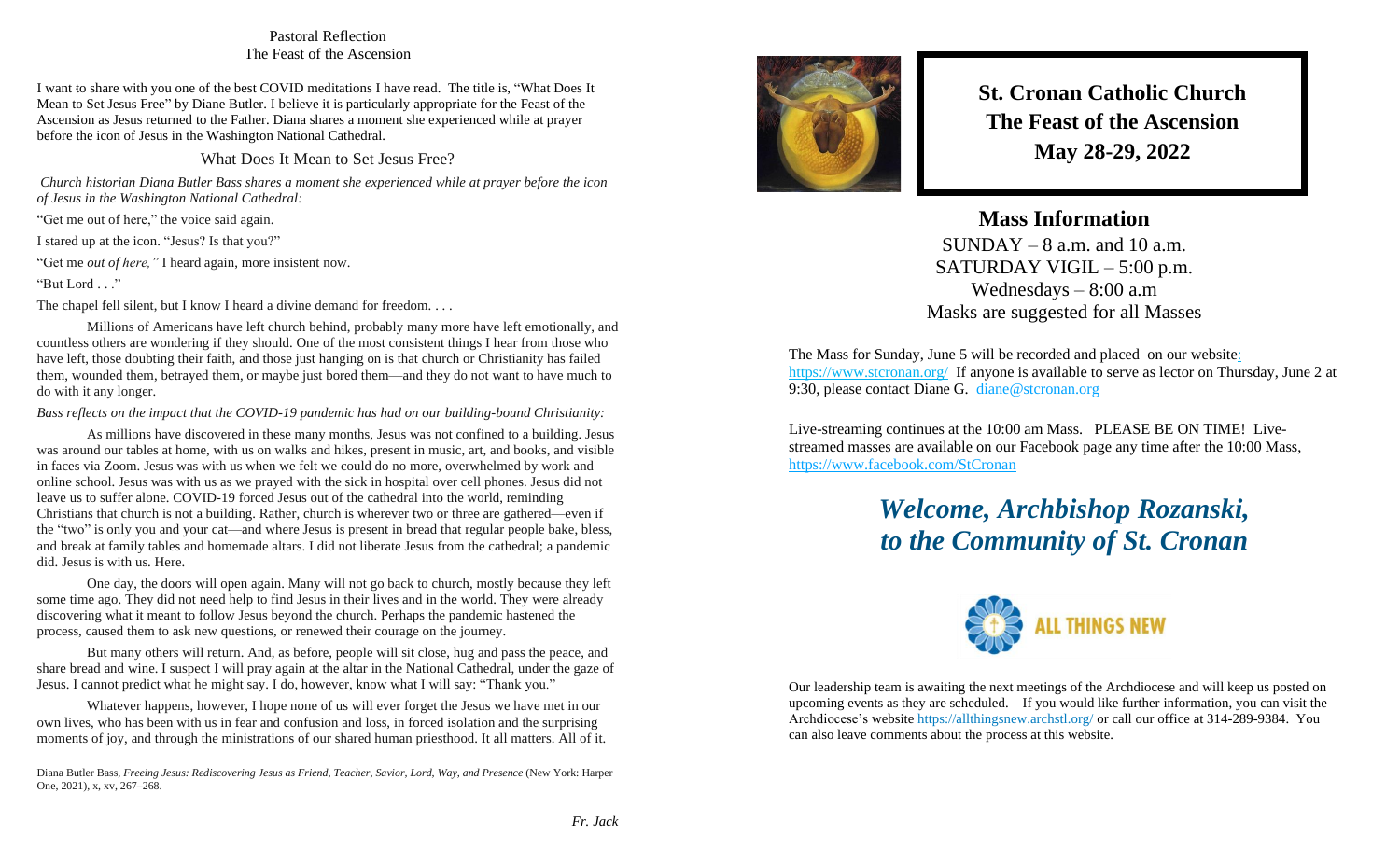## Pastoral Reflection
### The Feast of the Ascension

I want to share with you one of the best COVID meditations I have read. The title is, "What Does It Mean to Set Jesus Free" by Diane Butler. I believe it is particularly appropriate for the Feast of the Ascension as Jesus returned to the Father. Diana shares a moment she experienced while at prayer before the icon of Jesus in the Washington National Cathedral.

### What Does It Mean to Set Jesus Free?

*Church historian Diana Butler Bass shares a moment she experienced while at prayer before the icon of Jesus in the Washington National Cathedral:*

"Get me out of here," the voice said again.

I stared up at the icon. "Jesus? Is that you?"

"Get me *out of here,"* I heard again, more insistent now.

"But Lord . . ."

The chapel fell silent, but I know I heard a divine demand for freedom. . . .

Millions of Americans have left church behind, probably many more have left emotionally, and countless others are wondering if they should. One of the most consistent things I hear from those who have left, those doubting their faith, and those just hanging on is that church or Christianity has failed them, wounded them, betrayed them, or maybe just bored them—and they do not want to have much to do with it any longer.

*Bass reflects on the impact that the COVID-19 pandemic has had on our building-bound Christianity:*

As millions have discovered in these many months, Jesus was not confined to a building. Jesus was around our tables at home, with us on walks and hikes, present in music, art, and books, and visible in faces via Zoom. Jesus was with us when we felt we could do no more, overwhelmed by work and online school. Jesus was with us as we prayed with the sick in hospital over cell phones. Jesus did not leave us to suffer alone. COVID-19 forced Jesus out of the cathedral into the world, reminding Christians that church is not a building. Rather, church is wherever two or three are gathered—even if the "two" is only you and your cat—and where Jesus is present in bread that regular people bake, bless, and break at family tables and homemade altars. I did not liberate Jesus from the cathedral; a pandemic did. Jesus is with us. Here.

One day, the doors will open again. Many will not go back to church, mostly because they left some time ago. They did not need help to find Jesus in their lives and in the world. They were already discovering what it meant to follow Jesus beyond the church. Perhaps the pandemic hastened the process, caused them to ask new questions, or renewed their courage on the journey.

But many others will return. And, as before, people will sit close, hug and pass the peace, and share bread and wine. I suspect I will pray again at the altar in the National Cathedral, under the gaze of Jesus. I cannot predict what he might say. I do, however, know what I will say: "Thank you."

Whatever happens, however, I hope none of us will ever forget the Jesus we have met in our own lives, who has been with us in fear and confusion and loss, in forced isolation and the surprising moments of joy, and through the ministrations of our shared human priesthood. It all matters. All of it.

Diana Butler Bass, *Freeing Jesus: Rediscovering Jesus as Friend, Teacher, Savior, Lord, Way, and Presence* (New York: Harper One, 2021), x, xv, 267–268.

*Fr. Jack*

# St. Cronan Catholic Church
# The Feast of the Ascension
# May 28-29, 2022

## Mass Information

SUNDAY – 8 a.m. and 10 a.m.
SATURDAY VIGIL – 5:00 p.m.
Wednesdays – 8:00 a.m
Masks are suggested for all Masses

The Mass for Sunday, June 5 will be recorded and placed on our website: https://www.stcronan.org/ If anyone is available to serve as lector on Thursday, June 2 at 9:30, please contact Diane G. diane@stcronan.org

Live-streaming continues at the 10:00 am Mass. PLEASE BE ON TIME! Live-streamed masses are available on our Facebook page any time after the 10:00 Mass, https://www.facebook.com/StCronan

## *Welcome, Archbishop Rozanski, to the Community of St. Cronan*

ALL THINGS NEW

Our leadership team is awaiting the next meetings of the Archdiocese and will keep us posted on upcoming events as they are scheduled. If you would like further information, you can visit the Archdiocese's website https://allthingsnew.archstl.org/ or call our office at 314-289-9384. You can also leave comments about the process at this website.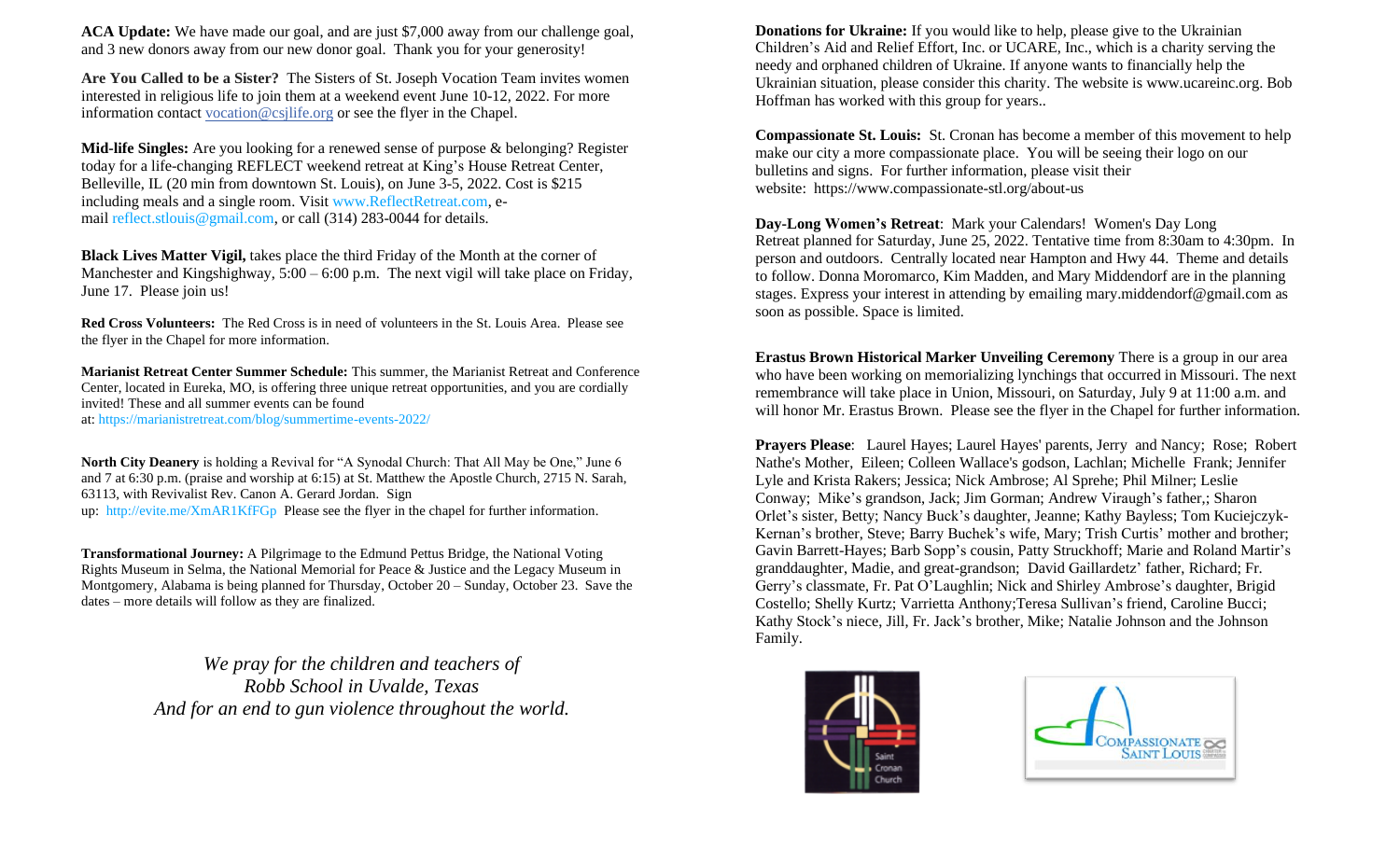**ACA Update:** We have made our goal, and are just $7,000 away from our challenge goal, and 3 new donors away from our new donor goal. Thank you for your generosity!

**Are You Called to be a Sister?** The Sisters of St. Joseph Vocation Team invites women interested in religious life to join them at a weekend event June 10-12, 2022. For more information contact vocation@csjlife.org or see the flyer in the Chapel.

**Mid-life Singles:** Are you looking for a renewed sense of purpose & belonging? Register today for a life-changing REFLECT weekend retreat at King's House Retreat Center, Belleville, IL (20 min from downtown St. Louis), on June 3-5, 2022. Cost is $215 including meals and a single room. Visit www.ReflectRetreat.com, e-mail reflect.stlouis@gmail.com, or call (314) 283-0044 for details.

**Black Lives Matter Vigil,** takes place the third Friday of the Month at the corner of Manchester and Kingshighway, 5:00 – 6:00 p.m. The next vigil will take place on Friday, June 17. Please join us!

**Red Cross Volunteers:** The Red Cross is in need of volunteers in the St. Louis Area. Please see the flyer in the Chapel for more information.

**Marianist Retreat Center Summer Schedule:** This summer, the Marianist Retreat and Conference Center, located in Eureka, MO, is offering three unique retreat opportunities, and you are cordially invited! These and all summer events can be found at: https://marianistretreat.com/blog/summertime-events-2022/

**North City Deanery** is holding a Revival for "A Synodal Church: That All May be One," June 6 and 7 at 6:30 p.m. (praise and worship at 6:15) at St. Matthew the Apostle Church, 2715 N. Sarah, 63113, with Revivalist Rev. Canon A. Gerard Jordan. Sign up: http://evite.me/XmAR1KfFGp Please see the flyer in the chapel for further information.

**Transformational Journey:** A Pilgrimage to the Edmund Pettus Bridge, the National Voting Rights Museum in Selma, the National Memorial for Peace & Justice and the Legacy Museum in Montgomery, Alabama is being planned for Thursday, October 20 – Sunday, October 23. Save the dates – more details will follow as they are finalized.

*We pray for the children and teachers of*
*Robb School in Uvalde, Texas*
*And for an end to gun violence throughout the world.*

**Donations for Ukraine:** If you would like to help, please give to the Ukrainian Children's Aid and Relief Effort, Inc. or UCARE, Inc., which is a charity serving the needy and orphaned children of Ukraine. If anyone wants to financially help the Ukrainian situation, please consider this charity. The website is www.ucareinc.org. Bob Hoffman has worked with this group for years..

**Compassionate St. Louis:** St. Cronan has become a member of this movement to help make our city a more compassionate place. You will be seeing their logo on our bulletins and signs. For further information, please visit their website: https://www.compassionate-stl.org/about-us

**Day-Long Women's Retreat**: Mark your Calendars! Women's Day Long Retreat planned for Saturday, June 25, 2022. Tentative time from 8:30am to 4:30pm. In person and outdoors. Centrally located near Hampton and Hwy 44. Theme and details to follow. Donna Moromarco, Kim Madden, and Mary Middendorf are in the planning stages. Express your interest in attending by emailing mary.middendorf@gmail.com as soon as possible. Space is limited.

**Erastus Brown Historical Marker Unveiling Ceremony** There is a group in our area who have been working on memorializing lynchings that occurred in Missouri. The next remembrance will take place in Union, Missouri, on Saturday, July 9 at 11:00 a.m. and will honor Mr. Erastus Brown. Please see the flyer in the Chapel for further information.

**Prayers Please**: Laurel Hayes; Laurel Hayes' parents, Jerry and Nancy; Rose; Robert Nathe's Mother, Eileen; Colleen Wallace's godson, Lachlan; Michelle Frank; Jennifer Lyle and Krista Rakers; Jessica; Nick Ambrose; Al Sprehe; Phil Milner; Leslie Conway; Mike's grandson, Jack; Jim Gorman; Andrew Viraugh's father,; Sharon Orlet's sister, Betty; Nancy Buck's daughter, Jeanne; Kathy Bayless; Tom Kuciejczyk-Kernan's brother, Steve; Barry Buchek's wife, Mary; Trish Curtis' mother and brother; Gavin Barrett-Hayes; Barb Sopp's cousin, Patty Struckhoff; Marie and Roland Martir's granddaughter, Madie, and great-grandson; David Gaillardetz' father, Richard; Fr. Gerry's classmate, Fr. Pat O'Laughlin; Nick and Shirley Ambrose's daughter, Brigid Costello; Shelly Kurtz; Varrietta Anthony;Teresa Sullivan's friend, Caroline Bucci; Kathy Stock's niece, Jill, Fr. Jack's brother, Mike; Natalie Johnson and the Johnson Family.

Saint Cronan Church

Compassionate Saint Louis